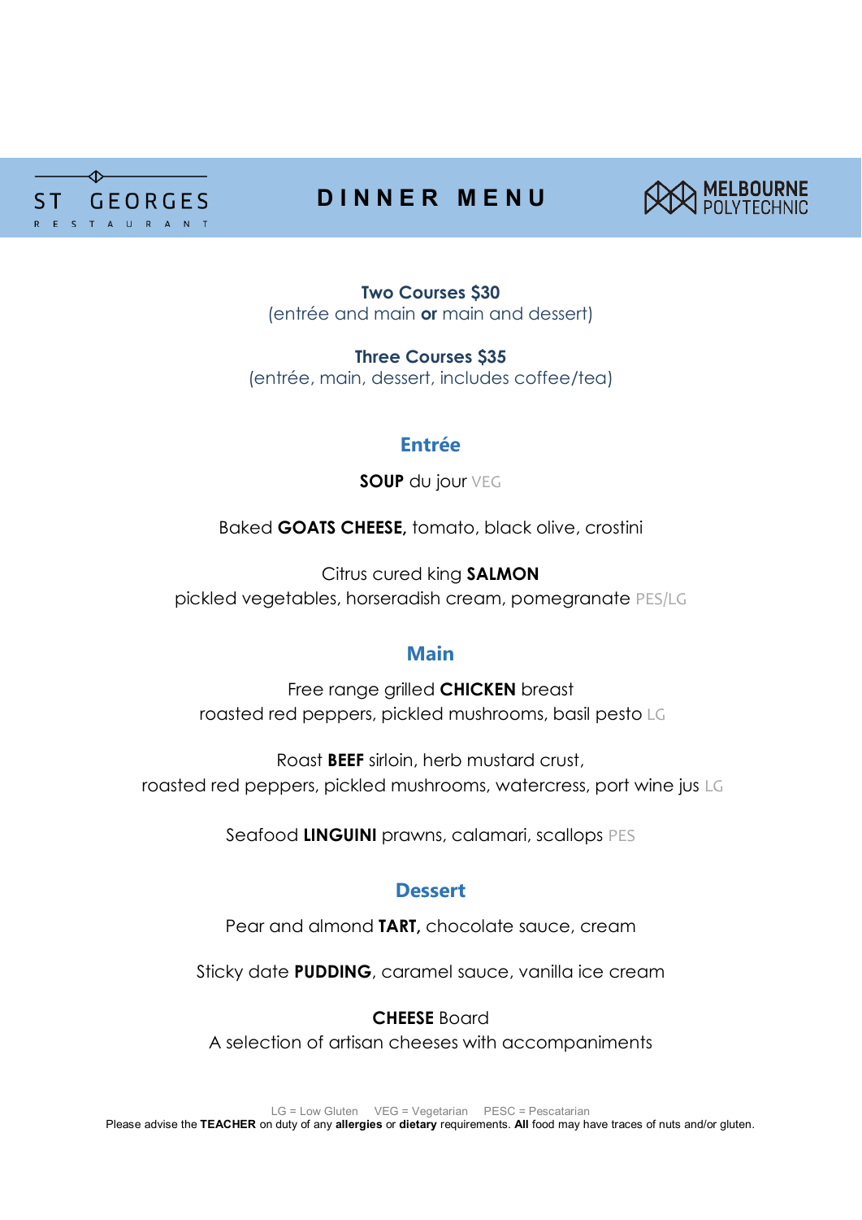ST GEORGES RESTAURANT

# DINNER MENU

MELBOURNE POLYTECHNIC

**Two Courses $30**
(entrée and main **or** main and dessert)

**Three Courses $35**
(entrée, main, dessert, includes coffee/tea)

## Entrée

**SOUP** du jour VEG

Baked **GOATS CHEESE,** tomato, black olive, crostini

Citrus cured king **SALMON**
pickled vegetables, horseradish cream, pomegranate PES/LG

## Main

Free range grilled **CHICKEN** breast
roasted red peppers, pickled mushrooms, basil pesto LG

Roast **BEEF** sirloin, herb mustard crust,
roasted red peppers, pickled mushrooms, watercress, port wine jus LG

Seafood **LINGUINI** prawns, calamari, scallops PES

## Dessert

Pear and almond **TART,** chocolate sauce, cream

Sticky date **PUDDING**, caramel sauce, vanilla ice cream

**CHEESE** Board
A selection of artisan cheeses with accompaniments

LG = Low Gluten VEG = Vegetarian PESC = Pescatarian
Please advise the **TEACHER** on duty of any **allergies** or **dietary** requirements. **All** food may have traces of nuts and/or gluten.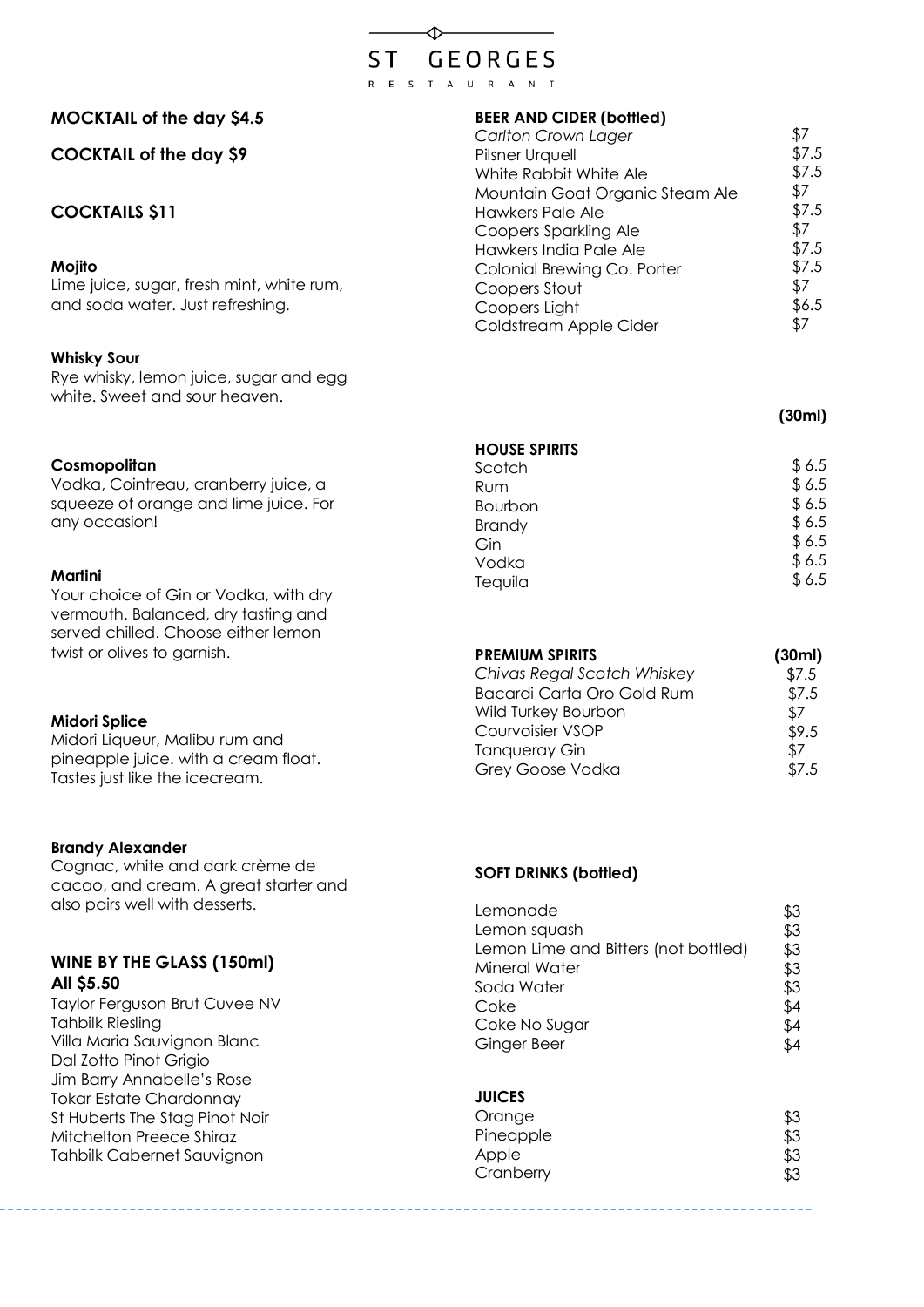# ST GEORGES RESTAURANT

## MOCKTAIL of the day $4.5

## COCKTAIL of the day $9

## COCKTAILS $11

**Mojito**
Lime juice, sugar, fresh mint, white rum, and soda water. Just refreshing.

**Whisky Sour**
Rye whisky, lemon juice, sugar and egg white. Sweet and sour heaven.

**Cosmopolitan**
Vodka, Cointreau, cranberry juice, a squeeze of orange and lime juice. For any occasion!

**Martini**
Your choice of Gin or Vodka, with dry vermouth. Balanced, dry tasting and served chilled. Choose either lemon twist or olives to garnish.

**Midori Splice**
Midori Liqueur, Malibu rum and pineapple juice. with a cream float. Tastes just like the icecream.

**Brandy Alexander**
Cognac, white and dark crème de cacao, and cream. A great starter and also pairs well with desserts.

## WINE BY THE GLASS (150ml)
**All $5.50**

Taylor Ferguson Brut Cuvee NV
Tahbilk Riesling
Villa Maria Sauvignon Blanc
Dal Zotto Pinot Grigio
Jim Barry Annabelle's Rose
Tokar Estate Chardonnay
St Huberts The Stag Pinot Noir
Mitchelton Preece Shiraz
Tahbilk Cabernet Sauvignon

## BEER AND CIDER (bottled)

| | |
|---|---|
| *Carlton Crown Lager* | $7 |
| Pilsner Urquell | $7.5 |
| White Rabbit White Ale | $7.5 |
| Mountain Goat Organic Steam Ale | $7 |
| Hawkers Pale Ale | $7.5 |
| Coopers Sparkling Ale | $7 |
| Hawkers India Pale Ale | $7.5 |
| Colonial Brewing Co. Porter | $7.5 |
| Coopers Stout | $7 |
| Coopers Light | $6.5 |
| Coldstream Apple Cider | $7 |

## HOUSE SPIRITS

| | (30ml) |
|---|---|
| Scotch | $ 6.5 |
| Rum | $ 6.5 |
| Bourbon | $ 6.5 |
| Brandy | $ 6.5 |
| Gin | $ 6.5 |
| Vodka | $ 6.5 |
| Tequila | $ 6.5 |

## PREMIUM SPIRITS

| | (30ml) |
|---|---|
| *Chivas Regal Scotch Whiskey* | $7.5 |
| Bacardi Carta Oro Gold Rum | $7.5 |
| Wild Turkey Bourbon | $7 |
| Courvoisier VSOP | $9.5 |
| Tanqueray Gin | $7 |
| Grey Goose Vodka | $7.5 |

## SOFT DRINKS (bottled)

| | |
|---|---|
| Lemonade | $3 |
| Lemon squash | $3 |
| Lemon Lime and Bitters (not bottled) | $3 |
| Mineral Water | $3 |
| Soda Water | $3 |
| Coke | $4 |
| Coke No Sugar | $4 |
| Ginger Beer | $4 |

## JUICES

| | |
|---|---|
| Orange | $3 |
| Pineapple | $3 |
| Apple | $3 |
| Cranberry | $3 |